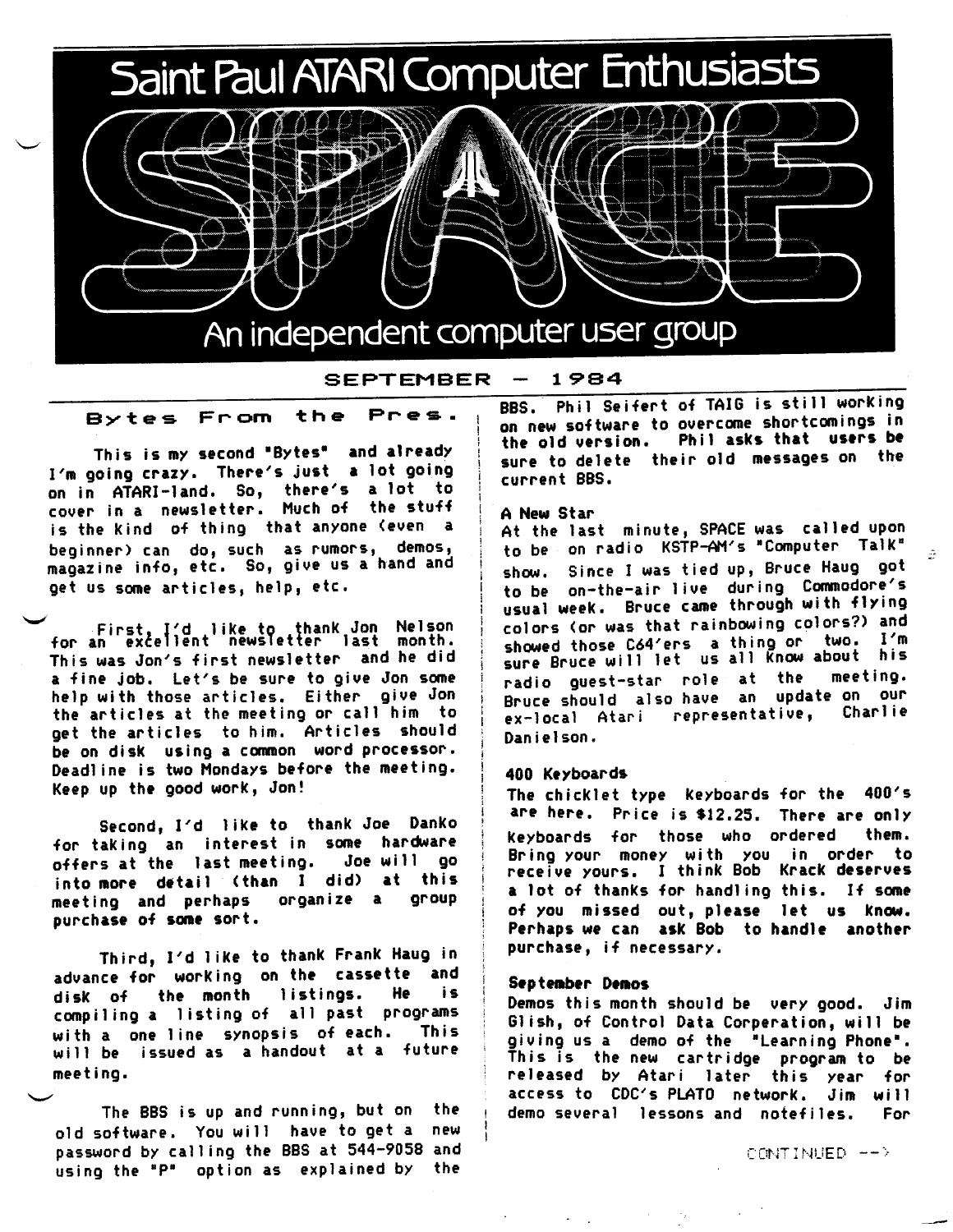# Saint Paul ATARI Computer Enthusiasts

# SPACE

An independent computer user group

SEPTEMBER — 1984

## Bytes From the Pres.

This is my second "Bytes" and already I'm going crazy. There's just a lot going on in ATARI-land. So, there's a lot to cover in a newsletter. Much of the stuff is the kind of thing that anyone (even a beginner) can do, such as rumors, demos, magazine info, etc. So, give us a hand and get us some articles, help, etc.

First, I'd like to thank Jon Nelson for an excellent newsletter last month. This was Jon's first newsletter and he did a fine job. Let's be sure to give Jon some help with those articles. Either give Jon the articles at the meeting or call him to get the articles to him. Articles should be on disk using a common word processor. Deadline is two Mondays before the meeting. Keep up the good work, Jon!

Second, I'd like to thank Joe Danko for taking an interest in some hardware offers at the last meeting. Joe will go into more detail (than I did) at this meeting and perhaps organize a group purchase of some sort.

Third, I'd like to thank Frank Haug in advance for working on the cassette and disk of the month listings. He is compiling a listing of all past programs with a one line synopsis of each. This will be issued as a handout at a future meeting.

The BBS is up and running, but on the old software. You will have to get a new password by calling the BBS at 544-9058 and using the "P" option as explained by the BBS. Phil Seifert of TAIG is still working on new software to overcome shortcomings in the old version. Phil asks that users be sure to delete their old messages on the current BBS.

**A New Star**

At the last minute, SPACE was called upon to be on radio KSTP-AM's "Computer Talk" show. Since I was tied up, Bruce Haug got to be on-the-air live during Commodore's usual week. Bruce came through with flying colors (or was that rainbowing colors?) and showed those C64'ers a thing or two. I'm sure Bruce will let us all know about his radio guest-star role at the meeting. Bruce should also have an update on our ex-local Atari representative, Charlie Danielson.

**400 Keyboards**

The chicklet type keyboards for the 400's are here. Price is $12.25. There are only keyboards for those who ordered them. Bring your money with you in order to receive yours. I think Bob Krack deserves a lot of thanks for handling this. If some of you missed out, please let us know. Perhaps we can ask Bob to handle another purchase, if necessary.

**September Demos**

Demos this month should be very good. Jim Glish, of Control Data Corperation, will be giving us a demo of the "Learning Phone". This is the new cartridge program to be released by Atari later this year for access to CDC's PLATO network. Jim will demo several lessons and notefiles. For

CONTINUED -->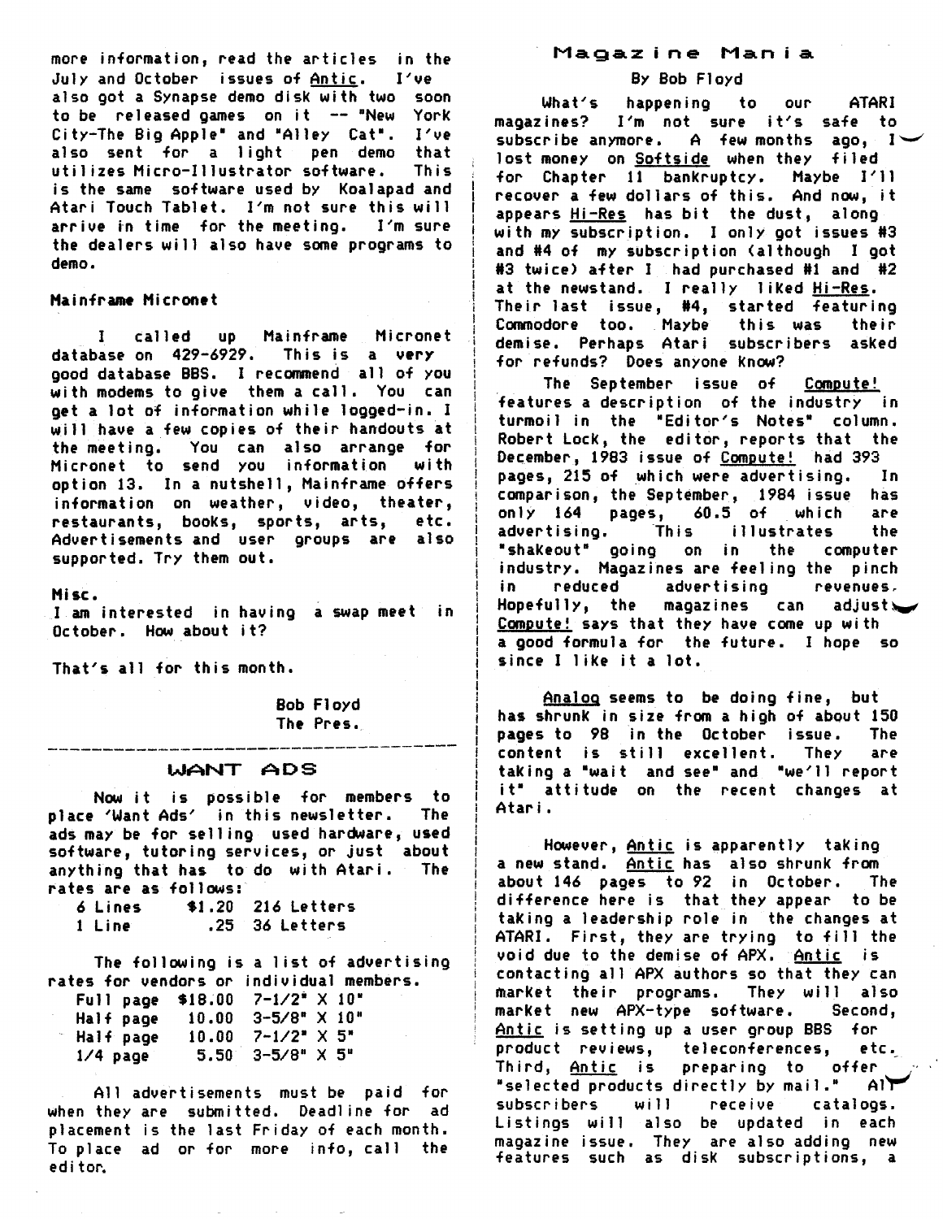more information, read the articles in the July and October issues of Antic. I've also got a Synapse demo disk with two soon to be released games on it -- "New York City-The Big Apple" and "Alley Cat". I've also sent for a light pen demo that utilizes Micro-Illustrator software. This is the same software used by Koalapad and Atari Touch Tablet. I'm not sure this will arrive in time for the meeting. I'm sure the dealers will also have some programs to demo.

**Mainframe Micronet**

I called up Mainframe Micronet database on 429-6929. This is a very good database BBS. I recommend all of you with modems to give them a call. You can get a lot of information while logged-in. I will have a few copies of their handouts at the meeting. You can also arrange for Micronet to send you information with option 13. In a nutshell, Mainframe offers information on weather, video, theater, restaurants, books, sports, arts, etc. Advertisements and user groups are also supported. Try them out.

**Misc.**

I am interested in having a swap meet in October. How about it?

That's all for this month.

Bob Floyd
The Pres.

## WANT ADS

Now it is possible for members to place 'Want Ads' in this newsletter. The ads may be for selling used hardware, used software, tutoring services, or just about anything that has to do with Atari. The rates are as follows:

| | | |
|---|---|---|
| 6 Lines | $1.20 | 216 Letters |
| 1 Line | .25 | 36 Letters |

The following is a list of advertising rates for vendors or individual members.

| | | |
|---|---|---|
| Full page | $18.00 | 7-1/2" X 10" |
| Half page | 10.00 | 3-5/8" X 10" |
| Half page | 10.00 | 7-1/2" X 5" |
| 1/4 page | 5.50 | 3-5/8" X 5" |

All advertisements must be paid for when they are submitted. Deadline for ad placement is the last Friday of each month. To place ad or for more info, call the editor.

## Magazine Mania

By Bob Floyd

What's happening to our ATARI magazines? I'm not sure it's safe to subscribe anymore. A few months ago, I lost money on Softside when they filed for Chapter 11 bankruptcy. Maybe I'll recover a few dollars of this. And now, it appears Hi-Res has bit the dust, along with my subscription. I only got issues #3 and #4 of my subscription (although I got #3 twice) after I had purchased #1 and #2 at the newstand. I really liked Hi-Res. Their last issue, #4, started featuring Commodore too. Maybe this was their demise. Perhaps Atari subscribers asked for refunds? Does anyone know?

The September issue of Compute! features a description of the industry in turmoil in the "Editor's Notes" column. Robert Lock, the editor, reports that the December, 1983 issue of Compute! had 393 pages, 215 of which were advertising. In comparison, the September, 1984 issue has only 164 pages, 60.5 of which are advertising. This illustrates the "shakeout" going on in the computer industry. Magazines are feeling the pinch in reduced advertising revenues. Hopefully, the magazines can adjust. Compute! says that they have come up with a good formula for the future. I hope so since I like it a lot.

Analog seems to be doing fine, but has shrunk in size from a high of about 150 pages to 98 in the October issue. The content is still excellent. They are taking a "wait and see" and "we'll report it" attitude on the recent changes at Atari.

However, Antic is apparently taking a new stand. Antic has also shrunk from about 146 pages to 92 in October. The difference here is that they appear to be taking a leadership role in the changes at ATARI. First, they are trying to fill the void due to the demise of APX. Antic is contacting all APX authors so that they can market their programs. They will also market new APX-type software. Second, Antic is setting up a user group BBS for product reviews, teleconferences, etc. Third, Antic is preparing to offer "selected products directly by mail." All subscribers will receive catalogs. Listings will also be updated in each magazine issue. They are also adding new features such as disk subscriptions, a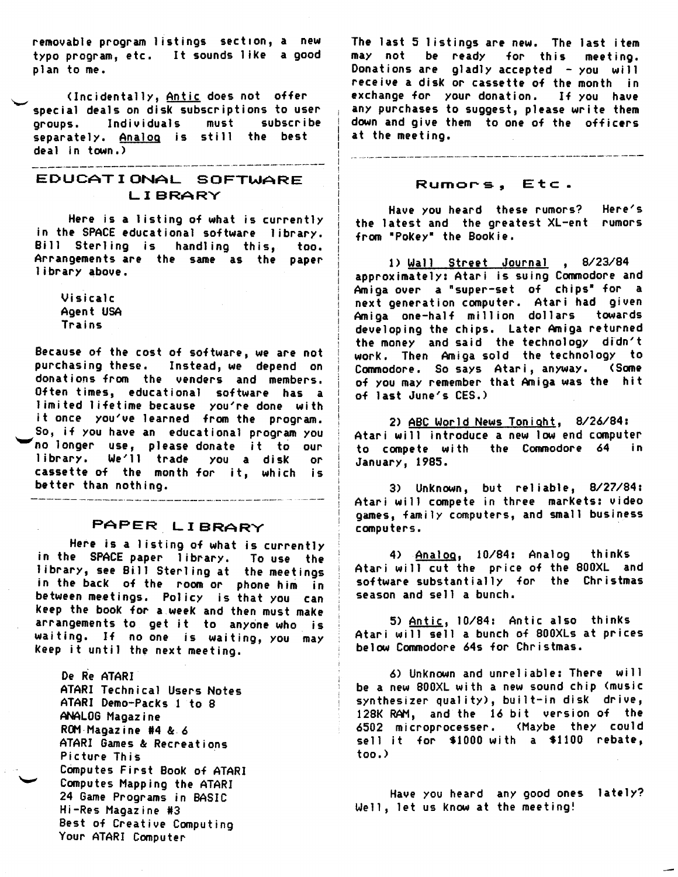removable program listings section, a new typo program, etc. It sounds like a good plan to me.

(Incidentally, Antic does not offer special deals on disk subscriptions to user groups. Individuals must subscribe separately. Analog is still the best deal in town.)

## EDUCATIONAL SOFTWARE LIBRARY

Here is a listing of what is currently in the SPACE educational software library. Bill Sterling is handling this, too. Arrangements are the same as the paper library above.

Visicalc
Agent USA
Trains

Because of the cost of software, we are not purchasing these. Instead, we depend on donations from the venders and members. Often times, educational software has a limited lifetime because you're done with it once you've learned from the program. So, if you have an educational program you no longer use, please donate it to our library. We'll trade you a disk or cassette of the month for it, which is better than nothing.

## PAPER LIBRARY

Here is a listing of what is currently in the SPACE paper library. To use the library, see Bill Sterling at the meetings in the back of the room or phone him in between meetings. Policy is that you can keep the book for a week and then must make arrangements to get it to anyone who is waiting. If no one is waiting, you may keep it until the next meeting.

De Re ATARI
ATARI Technical Users Notes
ATARI Demo-Packs 1 to 8
ANALOG Magazine
ROM Magazine #4 & 6
ATARI Games & Recreations
Picture This
Computes First Book of ATARI
Computes Mapping the ATARI
24 Game Programs in BASIC
Hi-Res Magazine #3
Best of Creative Computing
Your ATARI Computer

The last 5 listings are new. The last item may not be ready for this meeting. Donations are gladly accepted - you will receive a disk or cassette of the month in exchange for your donation. If you have any purchases to suggest, please write them down and give them to one of the officers at the meeting.

## Rumors, Etc.

Have you heard these rumors? Here's the latest and the greatest XL-ent rumors from "PoKey" the Bookie.

1) Wall Street Journal , 8/23/84 approximately: Atari is suing Commodore and Amiga over a "super-set of chips" for a next generation computer. Atari had given Amiga one-half million dollars towards developing the chips. Later Amiga returned the money and said the technology didn't work. Then Amiga sold the technology to Commodore. So says Atari, anyway. (Some of you may remember that Amiga was the hit of last June's CES.)

2) ABC World News Tonight, 8/26/84: Atari will introduce a new low end computer to compete with the Commodore 64 in January, 1985.

3) Unknown, but reliable, 8/27/84: Atari will compete in three markets: video games, family computers, and small business computers.

4) Analog, 10/84: Analog thinks Atari will cut the price of the 800XL and software substantially for the Christmas season and sell a bunch.

5) Antic, 10/84: Antic also thinks Atari will sell a bunch of 800XLs at prices below Commodore 64s for Christmas.

6) Unknown and unreliable: There will be a new 800XL with a new sound chip (music synthesizer quality), built-in disk drive, 128K RAM, and the 16 bit version of the 6502 microprocesser. (Maybe they could sell it for $1000 with a $1100 rebate, too.)

Have you heard any good ones lately? Well, let us know at the meeting!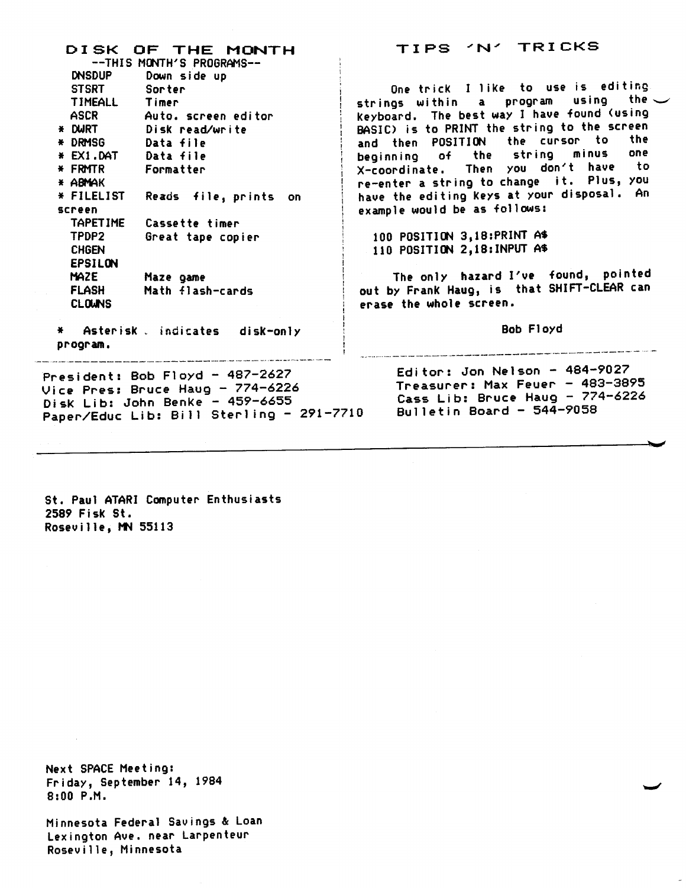## DISK OF THE MONTH

--THIS MONTH'S PROGRAMS--

| | | |
|---|---|---|
| | DNSDUP | Down side up |
| | STSRT | Sorter |
| | TIMEALL | Timer |
| | ASCR | Auto. screen editor |
| * | DWRT | Disk read/write |
| * | DRMSG | Data file |
| * | EX1.DAT | Data file |
| * | FRMTR | Formatter |
| * | ABMAK | |
| * | FILELIST | Reads file, prints on screen |
| | TAPETIME | Cassette timer |
| | TPDP2 | Great tape copier |
| | CHGEN | |
| | EPSILON | |
| | MAZE | Maze game |
| | FLASH | Math flash-cards |
| | CLOWNS | |

\* Asterisk indicates disk-only program.

## TIPS 'N' TRICKS

One trick I like to use is editing strings within a program using the keyboard. The best way I have found (using BASIC) is to PRINT the string to the screen and then POSITION the cursor to the beginning of the string minus one X-coordinate. Then you don't have to re-enter a string to change it. Plus, you have the editing keys at your disposal. An example would be as follows:

```
100 POSITION 3,18:PRINT A$
110 POSITION 2,18:INPUT A$
```

The only hazard I've found, pointed out by Frank Haug, is that SHIFT-CLEAR can erase the whole screen.

Bob Floyd

---

President: Bob Floyd - 487-2627
Vice Pres: Bruce Haug - 774-6226
Disk Lib: John Benke - 459-6655
Paper/Educ Lib: Bill Sterling - 291-7710

Editor: Jon Nelson - 484-9027
Treasurer: Max Feuer - 483-3895
Cass Lib: Bruce Haug - 774-6226
Bulletin Board - 544-9058

---

St. Paul ATARI Computer Enthusiasts
2589 Fisk St.
Roseville, MN 55113

Next SPACE Meeting:
Friday, September 14, 1984
8:00 P.M.

Minnesota Federal Savings & Loan
Lexington Ave. near Larpenteur
Roseville, Minnesota